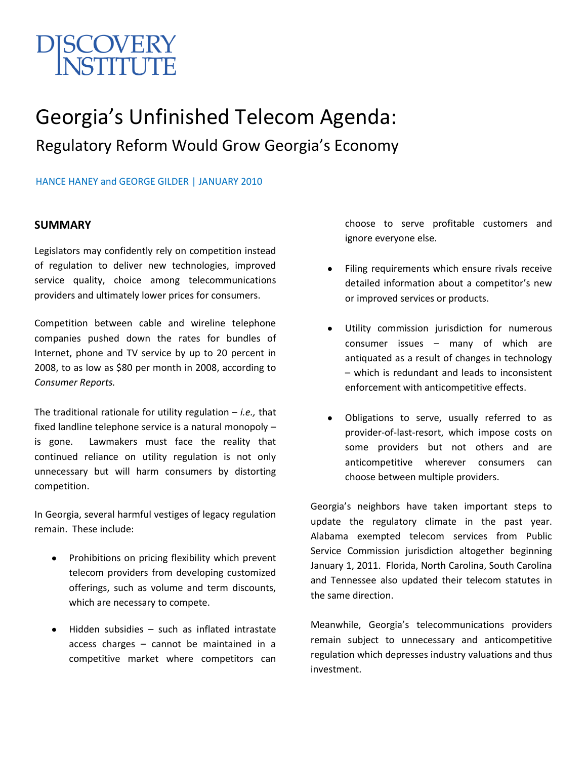DISCOVERY INSTITUTE

# Georgia's Unfinished Telecom Agenda:

## Regulatory Reform Would Grow Georgia's Economy

HANCE HANEY and GEORGE GILDER | JANUARY 2010

### SUMMARY

Legislators may confidently rely on competition instead of regulation to deliver new technologies, improved service quality, choice among telecommunications providers and ultimately lower prices for consumers.

Competition between cable and wireline telephone companies pushed down the rates for bundles of Internet, phone and TV service by up to 20 percent in 2008, to as low as $80 per month in 2008, according to *Consumer Reports.*

The traditional rationale for utility regulation – *i.e.,* that fixed landline telephone service is a natural monopoly – is gone. Lawmakers must face the reality that continued reliance on utility regulation is not only unnecessary but will harm consumers by distorting competition.

In Georgia, several harmful vestiges of legacy regulation remain. These include:

- Prohibitions on pricing flexibility which prevent telecom providers from developing customized offerings, such as volume and term discounts, which are necessary to compete.
- Hidden subsidies – such as inflated intrastate access charges – cannot be maintained in a competitive market where competitors can choose to serve profitable customers and ignore everyone else.
- Filing requirements which ensure rivals receive detailed information about a competitor's new or improved services or products.
- Utility commission jurisdiction for numerous consumer issues – many of which are antiquated as a result of changes in technology – which is redundant and leads to inconsistent enforcement with anticompetitive effects.
- Obligations to serve, usually referred to as provider-of-last-resort, which impose costs on some providers but not others and are anticompetitive wherever consumers can choose between multiple providers.

Georgia's neighbors have taken important steps to update the regulatory climate in the past year. Alabama exempted telecom services from Public Service Commission jurisdiction altogether beginning January 1, 2011. Florida, North Carolina, South Carolina and Tennessee also updated their telecom statutes in the same direction.

Meanwhile, Georgia's telecommunications providers remain subject to unnecessary and anticompetitive regulation which depresses industry valuations and thus investment.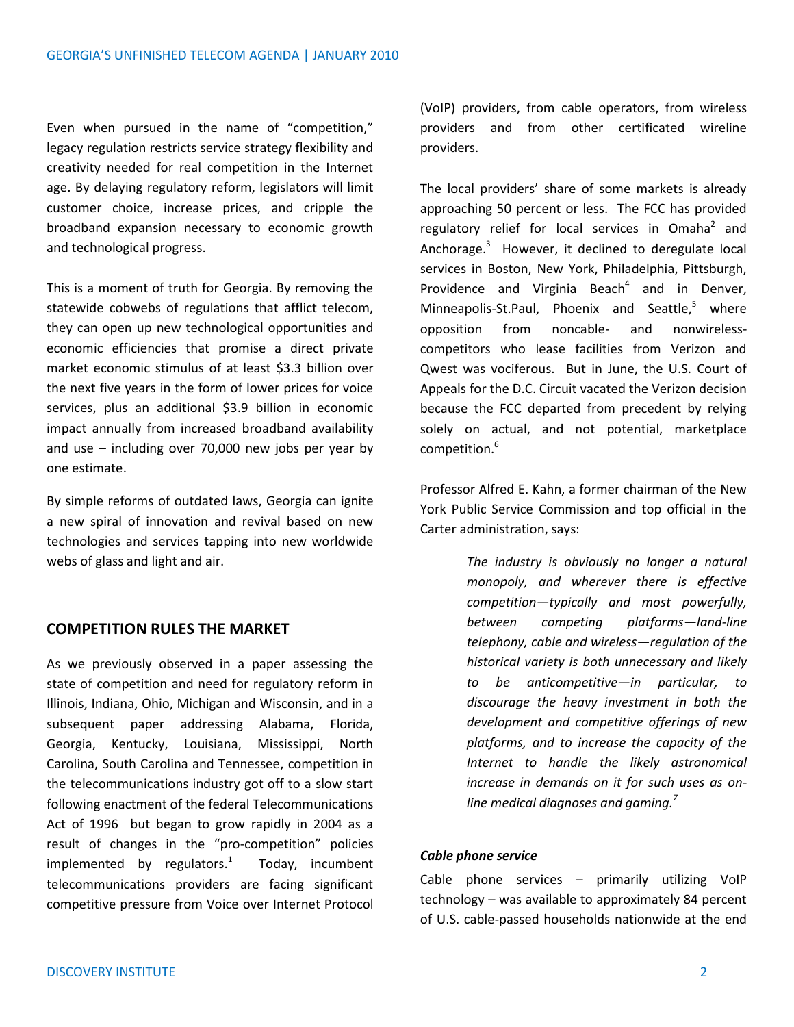Even when pursued in the name of "competition," legacy regulation restricts service strategy flexibility and creativity needed for real competition in the Internet age. By delaying regulatory reform, legislators will limit customer choice, increase prices, and cripple the broadband expansion necessary to economic growth and technological progress.

This is a moment of truth for Georgia. By removing the statewide cobwebs of regulations that afflict telecom, they can open up new technological opportunities and economic efficiencies that promise a direct private market economic stimulus of at least $3.3 billion over the next five years in the form of lower prices for voice services, plus an additional $3.9 billion in economic impact annually from increased broadband availability and use – including over 70,000 new jobs per year by one estimate.

By simple reforms of outdated laws, Georgia can ignite a new spiral of innovation and revival based on new technologies and services tapping into new worldwide webs of glass and light and air.

## COMPETITION RULES THE MARKET

As we previously observed in a paper assessing the state of competition and need for regulatory reform in Illinois, Indiana, Ohio, Michigan and Wisconsin, and in a subsequent paper addressing Alabama, Florida, Georgia, Kentucky, Louisiana, Mississippi, North Carolina, South Carolina and Tennessee, competition in the telecommunications industry got off to a slow start following enactment of the federal Telecommunications Act of 1996 but began to grow rapidly in 2004 as a result of changes in the "pro-competition" policies implemented by regulators.[1] Today, incumbent telecommunications providers are facing significant competitive pressure from Voice over Internet Protocol (VoIP) providers, from cable operators, from wireless providers and from other certificated wireline providers.

The local providers' share of some markets is already approaching 50 percent or less. The FCC has provided regulatory relief for local services in Omaha[2] and Anchorage.[3] However, it declined to deregulate local services in Boston, New York, Philadelphia, Pittsburgh, Providence and Virginia Beach[4] and in Denver, Minneapolis-St.Paul, Phoenix and Seattle,[5] where opposition from noncable- and nonwireless-competitors who lease facilities from Verizon and Qwest was vociferous. But in June, the U.S. Court of Appeals for the D.C. Circuit vacated the Verizon decision because the FCC departed from precedent by relying solely on actual, and not potential, marketplace competition.[6]

Professor Alfred E. Kahn, a former chairman of the New York Public Service Commission and top official in the Carter administration, says:

> *The industry is obviously no longer a natural monopoly, and wherever there is effective competition—typically and most powerfully, between competing platforms—land-line telephony, cable and wireless—regulation of the historical variety is both unnecessary and likely to be anticompetitive—in particular, to discourage the heavy investment in both the development and competitive offerings of new platforms, and to increase the capacity of the Internet to handle the likely astronomical increase in demands on it for such uses as on-line medical diagnoses and gaming.*[7]

***Cable phone service***

Cable phone services – primarily utilizing VoIP technology – was available to approximately 84 percent of U.S. cable-passed households nationwide at the end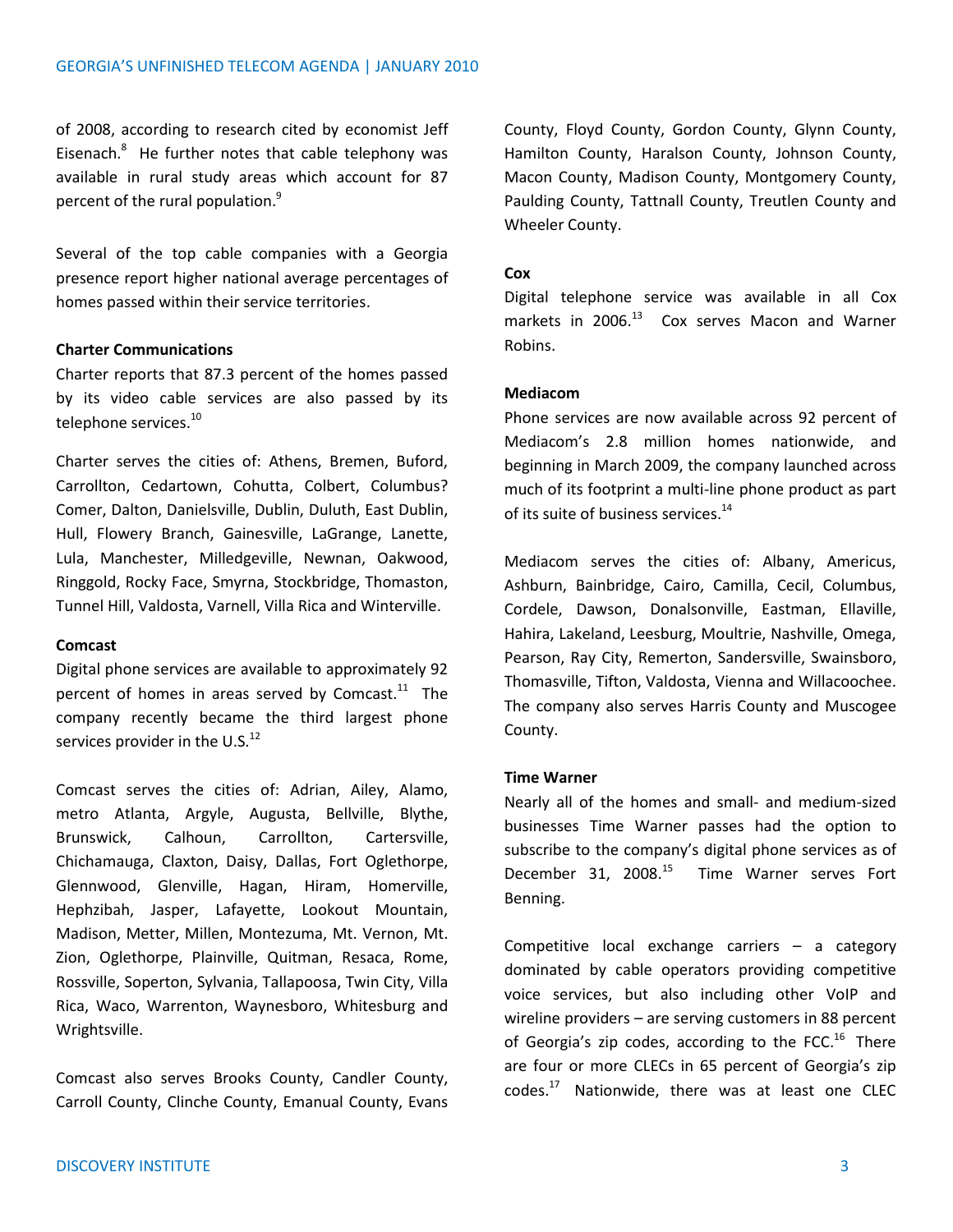of 2008, according to research cited by economist Jeff Eisenach.[8] He further notes that cable telephony was available in rural study areas which account for 87 percent of the rural population.[9]

Several of the top cable companies with a Georgia presence report higher national average percentages of homes passed within their service territories.

**Charter Communications**

Charter reports that 87.3 percent of the homes passed by its video cable services are also passed by its telephone services.[10]

Charter serves the cities of: Athens, Bremen, Buford, Carrollton, Cedartown, Cohutta, Colbert, Columbus? Comer, Dalton, Danielsville, Dublin, Duluth, East Dublin, Hull, Flowery Branch, Gainesville, LaGrange, Lanette, Lula, Manchester, Milledgeville, Newnan, Oakwood, Ringgold, Rocky Face, Smyrna, Stockbridge, Thomaston, Tunnel Hill, Valdosta, Varnell, Villa Rica and Winterville.

**Comcast**

Digital phone services are available to approximately 92 percent of homes in areas served by Comcast.[11] The company recently became the third largest phone services provider in the U.S.[12]

Comcast serves the cities of: Adrian, Ailey, Alamo, metro Atlanta, Argyle, Augusta, Bellville, Blythe, Brunswick, Calhoun, Carrollton, Cartersville, Chichamauga, Claxton, Daisy, Dallas, Fort Oglethorpe, Glennwood, Glenville, Hagan, Hiram, Homerville, Hephzibah, Jasper, Lafayette, Lookout Mountain, Madison, Metter, Millen, Montezuma, Mt. Vernon, Mt. Zion, Oglethorpe, Plainville, Quitman, Resaca, Rome, Rossville, Soperton, Sylvania, Tallapoosa, Twin City, Villa Rica, Waco, Warrenton, Waynesboro, Whitesburg and Wrightsville.

Comcast also serves Brooks County, Candler County, Carroll County, Clinche County, Emanual County, Evans County, Floyd County, Gordon County, Glynn County, Hamilton County, Haralson County, Johnson County, Macon County, Madison County, Montgomery County, Paulding County, Tattnall County, Treutlen County and Wheeler County.

**Cox**

Digital telephone service was available in all Cox markets in 2006.[13] Cox serves Macon and Warner Robins.

**Mediacom**

Phone services are now available across 92 percent of Mediacom's 2.8 million homes nationwide, and beginning in March 2009, the company launched across much of its footprint a multi-line phone product as part of its suite of business services.[14]

Mediacom serves the cities of: Albany, Americus, Ashburn, Bainbridge, Cairo, Camilla, Cecil, Columbus, Cordele, Dawson, Donalsonville, Eastman, Ellaville, Hahira, Lakeland, Leesburg, Moultrie, Nashville, Omega, Pearson, Ray City, Remerton, Sandersville, Swainsboro, Thomasville, Tifton, Valdosta, Vienna and Willacoochee. The company also serves Harris County and Muscogee County.

**Time Warner**

Nearly all of the homes and small- and medium-sized businesses Time Warner passes had the option to subscribe to the company's digital phone services as of December 31, 2008.[15] Time Warner serves Fort Benning.

Competitive local exchange carriers – a category dominated by cable operators providing competitive voice services, but also including other VoIP and wireline providers – are serving customers in 88 percent of Georgia's zip codes, according to the FCC.[16] There are four or more CLECs in 65 percent of Georgia's zip codes.[17] Nationwide, there was at least one CLEC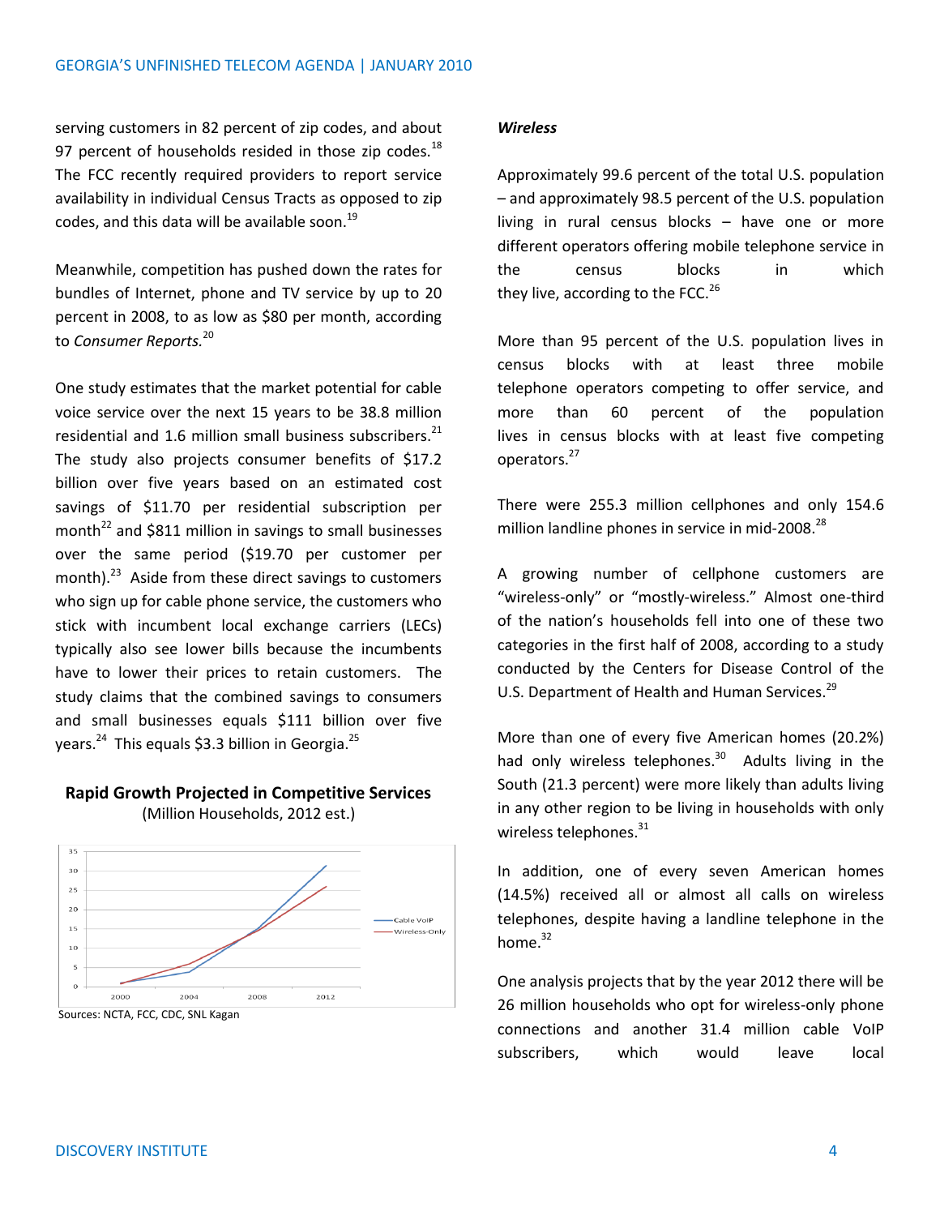serving customers in 82 percent of zip codes, and about 97 percent of households resided in those zip codes.[18] The FCC recently required providers to report service availability in individual Census Tracts as opposed to zip codes, and this data will be available soon.[19]

Meanwhile, competition has pushed down the rates for bundles of Internet, phone and TV service by up to 20 percent in 2008, to as low as $80 per month, according to *Consumer Reports.*[20]

One study estimates that the market potential for cable voice service over the next 15 years to be 38.8 million residential and 1.6 million small business subscribers.[21] The study also projects consumer benefits of $17.2 billion over five years based on an estimated cost savings of $11.70 per residential subscription per month[22] and $811 million in savings to small businesses over the same period ($19.70 per customer per month).[23] Aside from these direct savings to customers who sign up for cable phone service, the customers who stick with incumbent local exchange carriers (LECs) typically also see lower bills because the incumbents have to lower their prices to retain customers. The study claims that the combined savings to consumers and small businesses equals $111 billion over five years.[24] This equals $3.3 billion in Georgia.[25]

**Rapid Growth Projected in Competitive Services**
(Million Households, 2012 est.)

Sources: NCTA, FCC, CDC, SNL Kagan

***Wireless***

Approximately 99.6 percent of the total U.S. population – and approximately 98.5 percent of the U.S. population living in rural census blocks – have one or more different operators offering mobile telephone service in the census blocks in which they live, according to the FCC.[26]

More than 95 percent of the U.S. population lives in census blocks with at least three mobile telephone operators competing to offer service, and more than 60 percent of the population lives in census blocks with at least five competing operators.[27]

There were 255.3 million cellphones and only 154.6 million landline phones in service in mid-2008.[28]

A growing number of cellphone customers are "wireless-only" or "mostly-wireless." Almost one-third of the nation's households fell into one of these two categories in the first half of 2008, according to a study conducted by the Centers for Disease Control of the U.S. Department of Health and Human Services.[29]

More than one of every five American homes (20.2%) had only wireless telephones.[30] Adults living in the South (21.3 percent) were more likely than adults living in any other region to be living in households with only wireless telephones.[31]

In addition, one of every seven American homes (14.5%) received all or almost all calls on wireless telephones, despite having a landline telephone in the home.[32]

One analysis projects that by the year 2012 there will be 26 million households who opt for wireless-only phone connections and another 31.4 million cable VoIP subscribers, which would leave local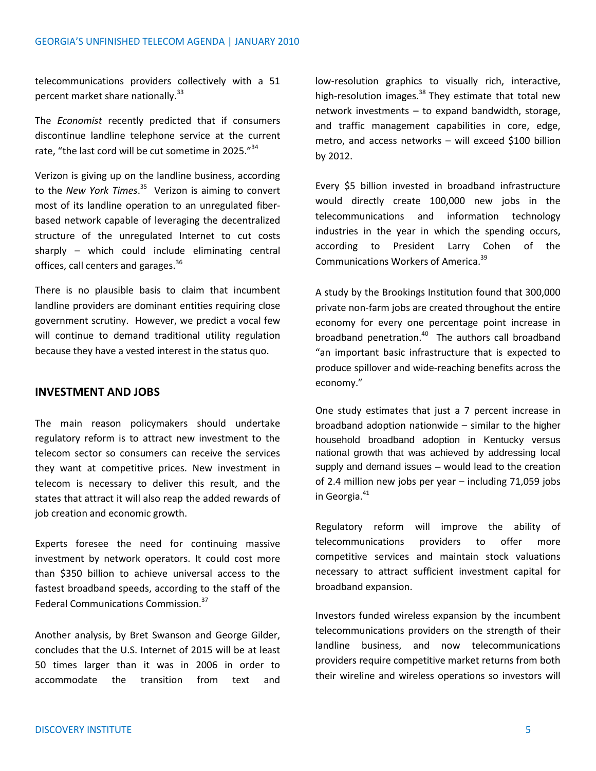telecommunications providers collectively with a 51 percent market share nationally.[33]

The *Economist* recently predicted that if consumers discontinue landline telephone service at the current rate, "the last cord will be cut sometime in 2025."[34]

Verizon is giving up on the landline business, according to the *New York Times*.[35] Verizon is aiming to convert most of its landline operation to an unregulated fiber-based network capable of leveraging the decentralized structure of the unregulated Internet to cut costs sharply – which could include eliminating central offices, call centers and garages.[36]

There is no plausible basis to claim that incumbent landline providers are dominant entities requiring close government scrutiny. However, we predict a vocal few will continue to demand traditional utility regulation because they have a vested interest in the status quo.

## INVESTMENT AND JOBS

The main reason policymakers should undertake regulatory reform is to attract new investment to the telecom sector so consumers can receive the services they want at competitive prices. New investment in telecom is necessary to deliver this result, and the states that attract it will also reap the added rewards of job creation and economic growth.

Experts foresee the need for continuing massive investment by network operators. It could cost more than $350 billion to achieve universal access to the fastest broadband speeds, according to the staff of the Federal Communications Commission.[37]

Another analysis, by Bret Swanson and George Gilder, concludes that the U.S. Internet of 2015 will be at least 50 times larger than it was in 2006 in order to accommodate the transition from text and low-resolution graphics to visually rich, interactive, high-resolution images.[38] They estimate that total new network investments – to expand bandwidth, storage, and traffic management capabilities in core, edge, metro, and access networks – will exceed $100 billion by 2012.

Every $5 billion invested in broadband infrastructure would directly create 100,000 new jobs in the telecommunications and information technology industries in the year in which the spending occurs, according to President Larry Cohen of the Communications Workers of America.[39]

A study by the Brookings Institution found that 300,000 private non-farm jobs are created throughout the entire economy for every one percentage point increase in broadband penetration.[40] The authors call broadband "an important basic infrastructure that is expected to produce spillover and wide-reaching benefits across the economy."

One study estimates that just a 7 percent increase in broadband adoption nationwide – similar to the higher household broadband adoption in Kentucky versus national growth that was achieved by addressing local supply and demand issues – would lead to the creation of 2.4 million new jobs per year – including 71,059 jobs in Georgia.[41]

Regulatory reform will improve the ability of telecommunications providers to offer more competitive services and maintain stock valuations necessary to attract sufficient investment capital for broadband expansion.

Investors funded wireless expansion by the incumbent telecommunications providers on the strength of their landline business, and now telecommunications providers require competitive market returns from both their wireline and wireless operations so investors will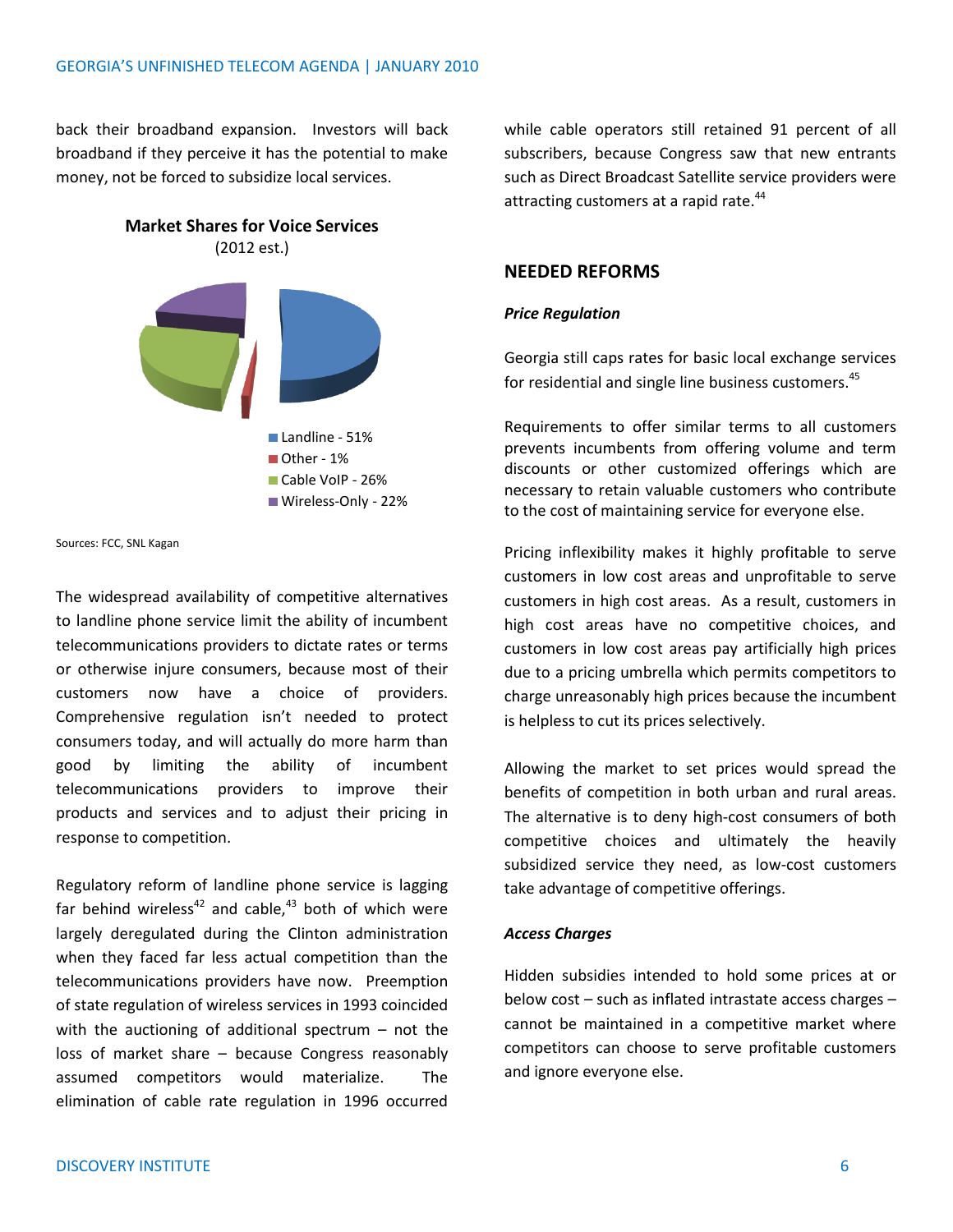back their broadband expansion. Investors will back broadband if they perceive it has the potential to make money, not be forced to subsidize local services.

**Market Shares for Voice Services**
(2012 est.)

- Landline - 51%
- Other - 1%
- Cable VoIP - 26%
- Wireless-Only - 22%

Sources: FCC, SNL Kagan

The widespread availability of competitive alternatives to landline phone service limit the ability of incumbent telecommunications providers to dictate rates or terms or otherwise injure consumers, because most of their customers now have a choice of providers. Comprehensive regulation isn't needed to protect consumers today, and will actually do more harm than good by limiting the ability of incumbent telecommunications providers to improve their products and services and to adjust their pricing in response to competition.

Regulatory reform of landline phone service is lagging far behind wireless[42] and cable,[43] both of which were largely deregulated during the Clinton administration when they faced far less actual competition than the telecommunications providers have now. Preemption of state regulation of wireless services in 1993 coincided with the auctioning of additional spectrum – not the loss of market share – because Congress reasonably assumed competitors would materialize. The elimination of cable rate regulation in 1996 occurred while cable operators still retained 91 percent of all subscribers, because Congress saw that new entrants such as Direct Broadcast Satellite service providers were attracting customers at a rapid rate.[44]

## NEEDED REFORMS

### *Price Regulation*

Georgia still caps rates for basic local exchange services for residential and single line business customers.[45]

Requirements to offer similar terms to all customers prevents incumbents from offering volume and term discounts or other customized offerings which are necessary to retain valuable customers who contribute to the cost of maintaining service for everyone else.

Pricing inflexibility makes it highly profitable to serve customers in low cost areas and unprofitable to serve customers in high cost areas. As a result, customers in high cost areas have no competitive choices, and customers in low cost areas pay artificially high prices due to a pricing umbrella which permits competitors to charge unreasonably high prices because the incumbent is helpless to cut its prices selectively.

Allowing the market to set prices would spread the benefits of competition in both urban and rural areas. The alternative is to deny high-cost consumers of both competitive choices and ultimately the heavily subsidized service they need, as low-cost customers take advantage of competitive offerings.

### *Access Charges*

Hidden subsidies intended to hold some prices at or below cost – such as inflated intrastate access charges – cannot be maintained in a competitive market where competitors can choose to serve profitable customers and ignore everyone else.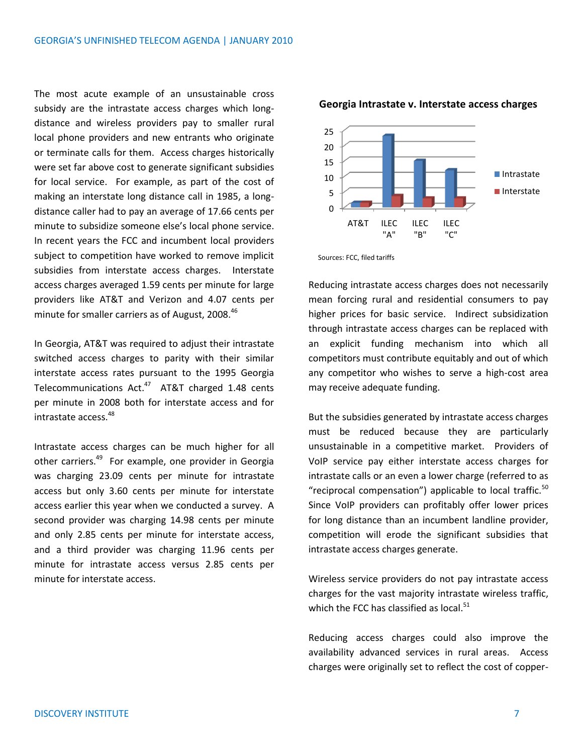The most acute example of an unsustainable cross subsidy are the intrastate access charges which long-distance and wireless providers pay to smaller rural local phone providers and new entrants who originate or terminate calls for them. Access charges historically were set far above cost to generate significant subsidies for local service. For example, as part of the cost of making an interstate long distance call in 1985, a long-distance caller had to pay an average of 17.66 cents per minute to subsidize someone else's local phone service. In recent years the FCC and incumbent local providers subject to competition have worked to remove implicit subsidies from interstate access charges. Interstate access charges averaged 1.59 cents per minute for large providers like AT&T and Verizon and 4.07 cents per minute for smaller carriers as of August, 2008.[46]

In Georgia, AT&T was required to adjust their intrastate switched access charges to parity with their similar interstate access rates pursuant to the 1995 Georgia Telecommunications Act.[47] AT&T charged 1.48 cents per minute in 2008 both for interstate access and for intrastate access.[48]

Intrastate access charges can be much higher for all other carriers.[49] For example, one provider in Georgia was charging 23.09 cents per minute for intrastate access but only 3.60 cents per minute for interstate access earlier this year when we conducted a survey. A second provider was charging 14.98 cents per minute and only 2.85 cents per minute for interstate access, and a third provider was charging 11.96 cents per minute for intrastate access versus 2.85 cents per minute for interstate access.

**Georgia Intrastate v. Interstate access charges**

| | AT&T | ILEC "A" | ILEC "B" | ILEC "C" |
|---|---|---|---|---|
| Intrastate | 1.48 | 23.09 | 14.98 | 11.96 |
| Interstate | 1.48 | 3.60 | 2.85 | 2.85 |

Sources: FCC, filed tariffs

Reducing intrastate access charges does not necessarily mean forcing rural and residential consumers to pay higher prices for basic service. Indirect subsidization through intrastate access charges can be replaced with an explicit funding mechanism into which all competitors must contribute equitably and out of which any competitor who wishes to serve a high-cost area may receive adequate funding.

But the subsidies generated by intrastate access charges must be reduced because they are particularly unsustainable in a competitive market. Providers of VoIP service pay either interstate access charges for intrastate calls or an even a lower charge (referred to as "reciprocal compensation") applicable to local traffic.[50] Since VoIP providers can profitably offer lower prices for long distance than an incumbent landline provider, competition will erode the significant subsidies that intrastate access charges generate.

Wireless service providers do not pay intrastate access charges for the vast majority intrastate wireless traffic, which the FCC has classified as local.[51]

Reducing access charges could also improve the availability advanced services in rural areas. Access charges were originally set to reflect the cost of copper-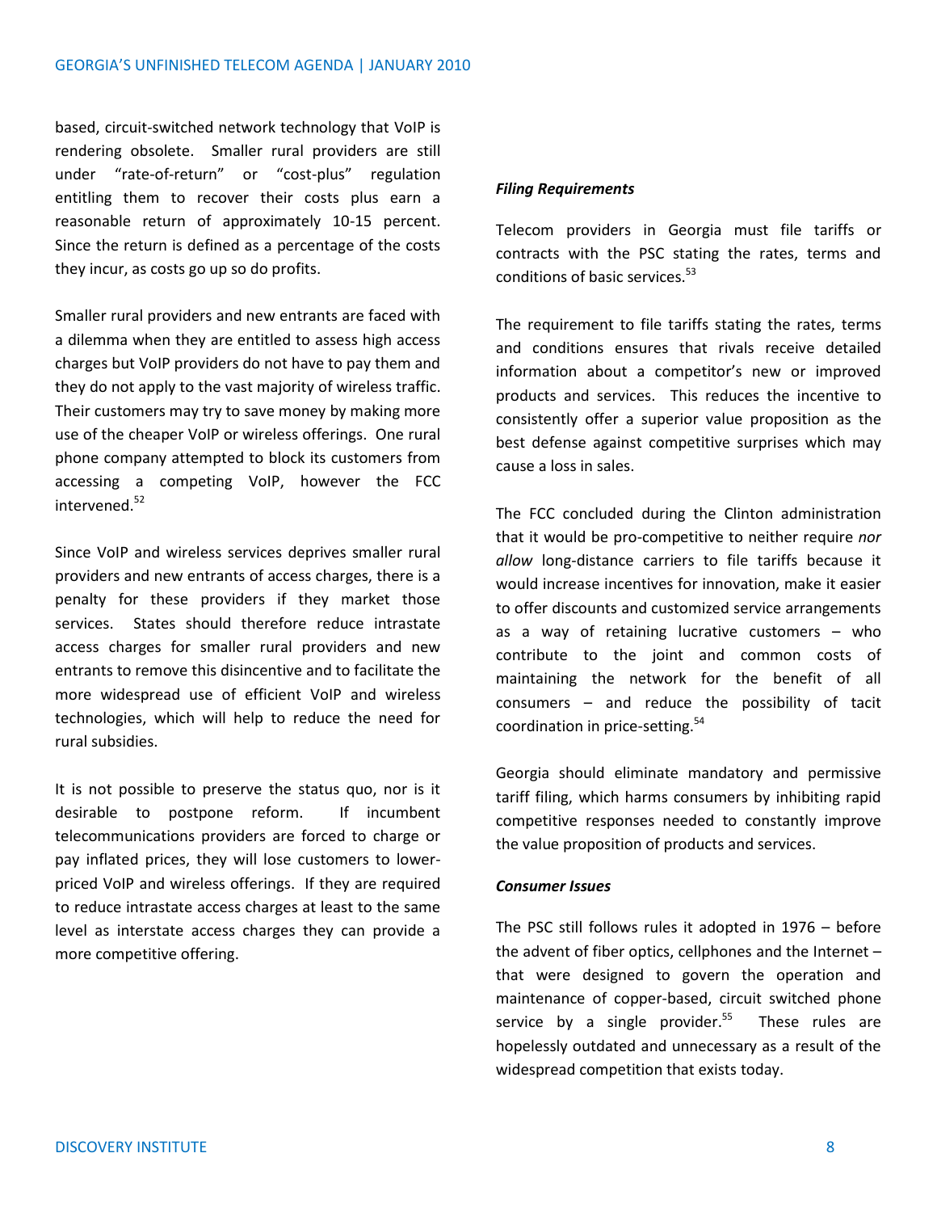based, circuit-switched network technology that VoIP is rendering obsolete. Smaller rural providers are still under "rate-of-return" or "cost-plus" regulation entitling them to recover their costs plus earn a reasonable return of approximately 10-15 percent. Since the return is defined as a percentage of the costs they incur, as costs go up so do profits.

Smaller rural providers and new entrants are faced with a dilemma when they are entitled to assess high access charges but VoIP providers do not have to pay them and they do not apply to the vast majority of wireless traffic. Their customers may try to save money by making more use of the cheaper VoIP or wireless offerings. One rural phone company attempted to block its customers from accessing a competing VoIP, however the FCC intervened.[52]

Since VoIP and wireless services deprives smaller rural providers and new entrants of access charges, there is a penalty for these providers if they market those services. States should therefore reduce intrastate access charges for smaller rural providers and new entrants to remove this disincentive and to facilitate the more widespread use of efficient VoIP and wireless technologies, which will help to reduce the need for rural subsidies.

It is not possible to preserve the status quo, nor is it desirable to postpone reform. If incumbent telecommunications providers are forced to charge or pay inflated prices, they will lose customers to lower-priced VoIP and wireless offerings. If they are required to reduce intrastate access charges at least to the same level as interstate access charges they can provide a more competitive offering.

***Filing Requirements***

Telecom providers in Georgia must file tariffs or contracts with the PSC stating the rates, terms and conditions of basic services.[53]

The requirement to file tariffs stating the rates, terms and conditions ensures that rivals receive detailed information about a competitor's new or improved products and services. This reduces the incentive to consistently offer a superior value proposition as the best defense against competitive surprises which may cause a loss in sales.

The FCC concluded during the Clinton administration that it would be pro-competitive to neither require *nor allow* long-distance carriers to file tariffs because it would increase incentives for innovation, make it easier to offer discounts and customized service arrangements as a way of retaining lucrative customers – who contribute to the joint and common costs of maintaining the network for the benefit of all consumers – and reduce the possibility of tacit coordination in price-setting.[54]

Georgia should eliminate mandatory and permissive tariff filing, which harms consumers by inhibiting rapid competitive responses needed to constantly improve the value proposition of products and services.

***Consumer Issues***

The PSC still follows rules it adopted in 1976 – before the advent of fiber optics, cellphones and the Internet – that were designed to govern the operation and maintenance of copper-based, circuit switched phone service by a single provider.[55] These rules are hopelessly outdated and unnecessary as a result of the widespread competition that exists today.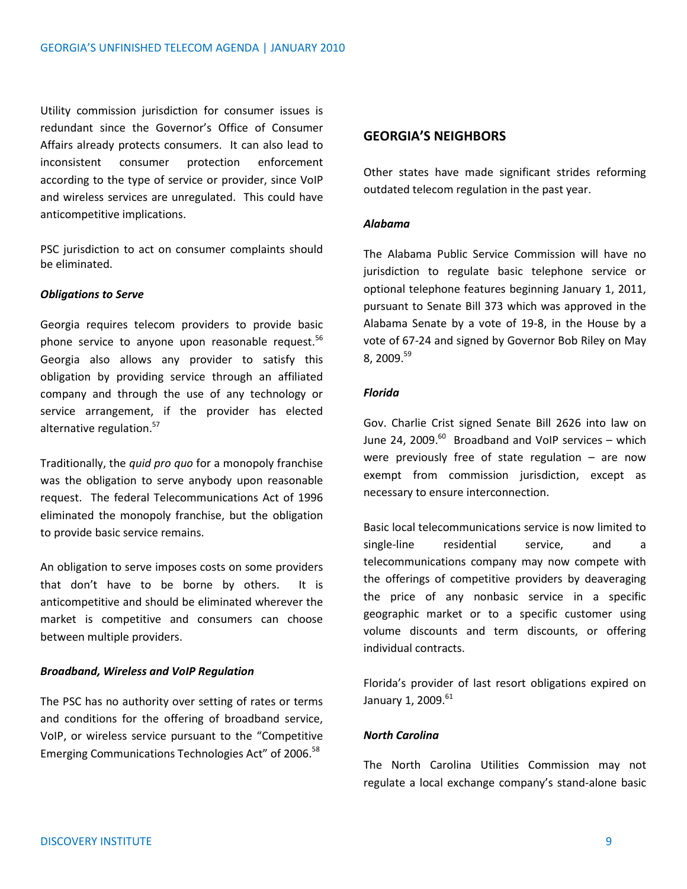Utility commission jurisdiction for consumer issues is redundant since the Governor's Office of Consumer Affairs already protects consumers. It can also lead to inconsistent consumer protection enforcement according to the type of service or provider, since VoIP and wireless services are unregulated. This could have anticompetitive implications.

PSC jurisdiction to act on consumer complaints should be eliminated.

***Obligations to Serve***

Georgia requires telecom providers to provide basic phone service to anyone upon reasonable request.[56] Georgia also allows any provider to satisfy this obligation by providing service through an affiliated company and through the use of any technology or service arrangement, if the provider has elected alternative regulation.[57]

Traditionally, the *quid pro quo* for a monopoly franchise was the obligation to serve anybody upon reasonable request. The federal Telecommunications Act of 1996 eliminated the monopoly franchise, but the obligation to provide basic service remains.

An obligation to serve imposes costs on some providers that don't have to be borne by others. It is anticompetitive and should be eliminated wherever the market is competitive and consumers can choose between multiple providers.

***Broadband, Wireless and VoIP Regulation***

The PSC has no authority over setting of rates or terms and conditions for the offering of broadband service, VoIP, or wireless service pursuant to the "Competitive Emerging Communications Technologies Act" of 2006.[58]

## GEORGIA'S NEIGHBORS

Other states have made significant strides reforming outdated telecom regulation in the past year.

***Alabama***

The Alabama Public Service Commission will have no jurisdiction to regulate basic telephone service or optional telephone features beginning January 1, 2011, pursuant to Senate Bill 373 which was approved in the Alabama Senate by a vote of 19-8, in the House by a vote of 67-24 and signed by Governor Bob Riley on May 8, 2009.[59]

***Florida***

Gov. Charlie Crist signed Senate Bill 2626 into law on June 24, 2009.[60] Broadband and VoIP services – which were previously free of state regulation – are now exempt from commission jurisdiction, except as necessary to ensure interconnection.

Basic local telecommunications service is now limited to single-line residential service, and a telecommunications company may now compete with the offerings of competitive providers by deaveraging the price of any nonbasic service in a specific geographic market or to a specific customer using volume discounts and term discounts, or offering individual contracts.

Florida's provider of last resort obligations expired on January 1, 2009.[61]

***North Carolina***

The North Carolina Utilities Commission may not regulate a local exchange company's stand-alone basic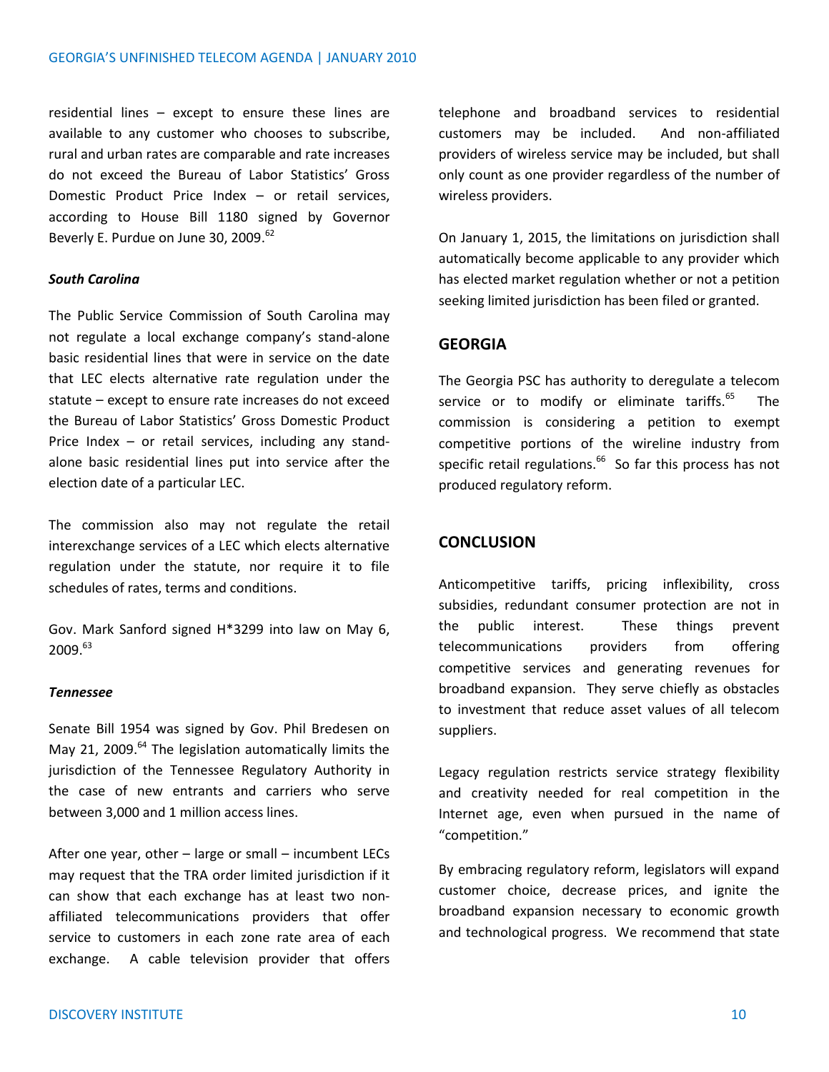residential lines – except to ensure these lines are available to any customer who chooses to subscribe, rural and urban rates are comparable and rate increases do not exceed the Bureau of Labor Statistics' Gross Domestic Product Price Index – or retail services, according to House Bill 1180 signed by Governor Beverly E. Purdue on June 30, 2009.[62]

***South Carolina***

The Public Service Commission of South Carolina may not regulate a local exchange company's stand-alone basic residential lines that were in service on the date that LEC elects alternative rate regulation under the statute – except to ensure rate increases do not exceed the Bureau of Labor Statistics' Gross Domestic Product Price Index – or retail services, including any stand-alone basic residential lines put into service after the election date of a particular LEC.

The commission also may not regulate the retail interexchange services of a LEC which elects alternative regulation under the statute, nor require it to file schedules of rates, terms and conditions.

Gov. Mark Sanford signed H*3299 into law on May 6, 2009.[63]

***Tennessee***

Senate Bill 1954 was signed by Gov. Phil Bredesen on May 21, 2009.[64] The legislation automatically limits the jurisdiction of the Tennessee Regulatory Authority in the case of new entrants and carriers who serve between 3,000 and 1 million access lines.

After one year, other – large or small – incumbent LECs may request that the TRA order limited jurisdiction if it can show that each exchange has at least two non-affiliated telecommunications providers that offer service to customers in each zone rate area of each exchange. A cable television provider that offers telephone and broadband services to residential customers may be included. And non-affiliated providers of wireless service may be included, but shall only count as one provider regardless of the number of wireless providers.

On January 1, 2015, the limitations on jurisdiction shall automatically become applicable to any provider which has elected market regulation whether or not a petition seeking limited jurisdiction has been filed or granted.

## GEORGIA

The Georgia PSC has authority to deregulate a telecom service or to modify or eliminate tariffs.[65] The commission is considering a petition to exempt competitive portions of the wireline industry from specific retail regulations.[66] So far this process has not produced regulatory reform.

## CONCLUSION

Anticompetitive tariffs, pricing inflexibility, cross subsidies, redundant consumer protection are not in the public interest. These things prevent telecommunications providers from offering competitive services and generating revenues for broadband expansion. They serve chiefly as obstacles to investment that reduce asset values of all telecom suppliers.

Legacy regulation restricts service strategy flexibility and creativity needed for real competition in the Internet age, even when pursued in the name of "competition."

By embracing regulatory reform, legislators will expand customer choice, decrease prices, and ignite the broadband expansion necessary to economic growth and technological progress. We recommend that state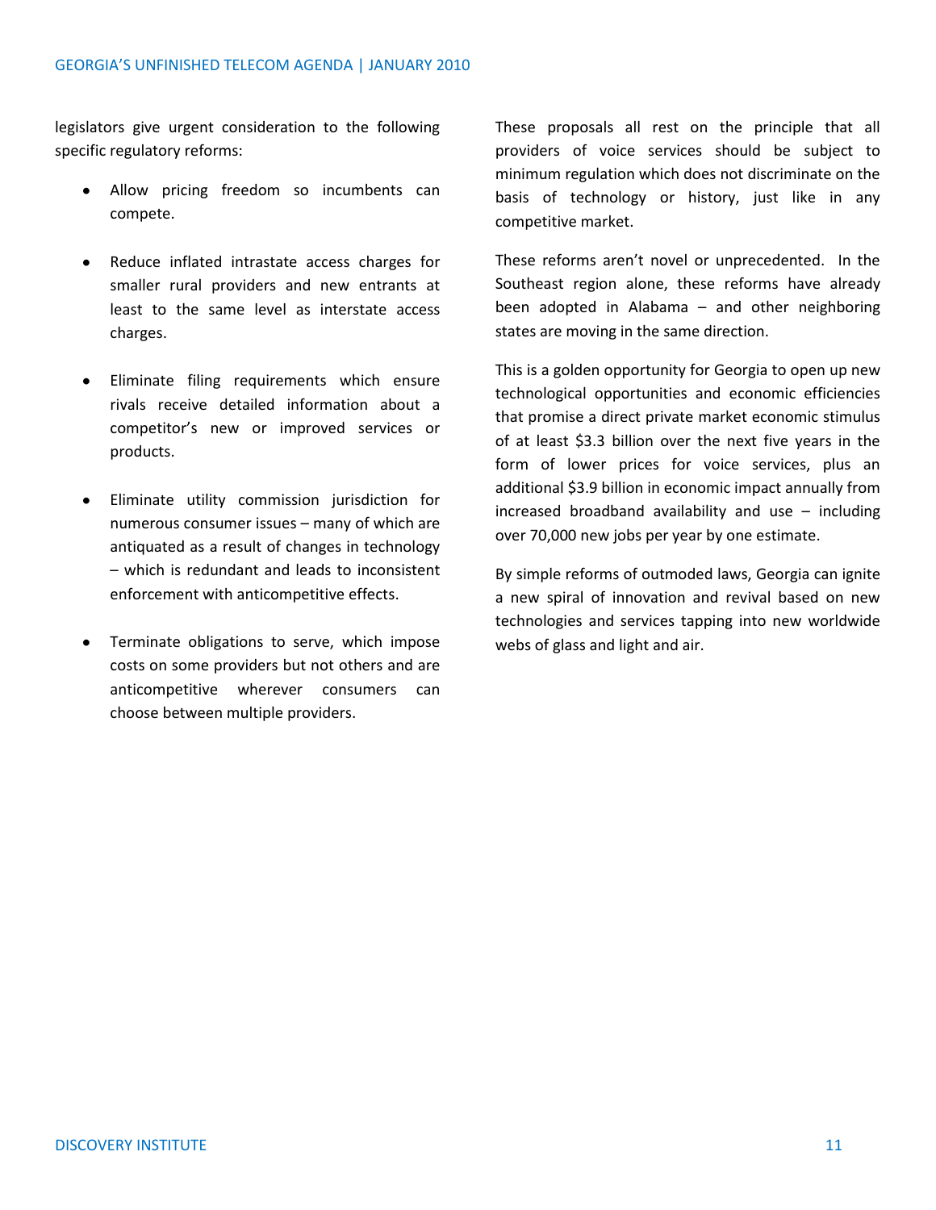legislators give urgent consideration to the following specific regulatory reforms:

- Allow pricing freedom so incumbents can compete.
- Reduce inflated intrastate access charges for smaller rural providers and new entrants at least to the same level as interstate access charges.
- Eliminate filing requirements which ensure rivals receive detailed information about a competitor's new or improved services or products.
- Eliminate utility commission jurisdiction for numerous consumer issues – many of which are antiquated as a result of changes in technology – which is redundant and leads to inconsistent enforcement with anticompetitive effects.
- Terminate obligations to serve, which impose costs on some providers but not others and are anticompetitive wherever consumers can choose between multiple providers.

These proposals all rest on the principle that all providers of voice services should be subject to minimum regulation which does not discriminate on the basis of technology or history, just like in any competitive market.

These reforms aren't novel or unprecedented. In the Southeast region alone, these reforms have already been adopted in Alabama – and other neighboring states are moving in the same direction.

This is a golden opportunity for Georgia to open up new technological opportunities and economic efficiencies that promise a direct private market economic stimulus of at least $3.3 billion over the next five years in the form of lower prices for voice services, plus an additional $3.9 billion in economic impact annually from increased broadband availability and use – including over 70,000 new jobs per year by one estimate.

By simple reforms of outmoded laws, Georgia can ignite a new spiral of innovation and revival based on new technologies and services tapping into new worldwide webs of glass and light and air.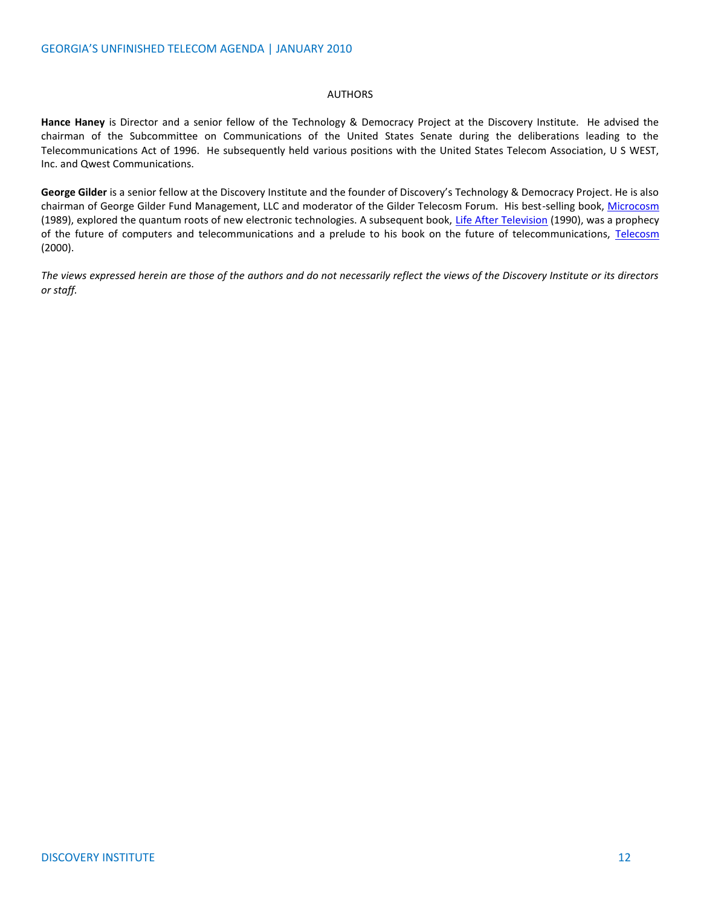## AUTHORS

**Hance Haney** is Director and a senior fellow of the Technology & Democracy Project at the Discovery Institute. He advised the chairman of the Subcommittee on Communications of the United States Senate during the deliberations leading to the Telecommunications Act of 1996. He subsequently held various positions with the United States Telecom Association, U S WEST, Inc. and Qwest Communications.

**George Gilder** is a senior fellow at the Discovery Institute and the founder of Discovery's Technology & Democracy Project. He is also chairman of George Gilder Fund Management, LLC and moderator of the Gilder Telecosm Forum. His best-selling book, Microcosm (1989), explored the quantum roots of new electronic technologies. A subsequent book, Life After Television (1990), was a prophecy of the future of computers and telecommunications and a prelude to his book on the future of telecommunications, Telecosm (2000).

*The views expressed herein are those of the authors and do not necessarily reflect the views of the Discovery Institute or its directors or staff.*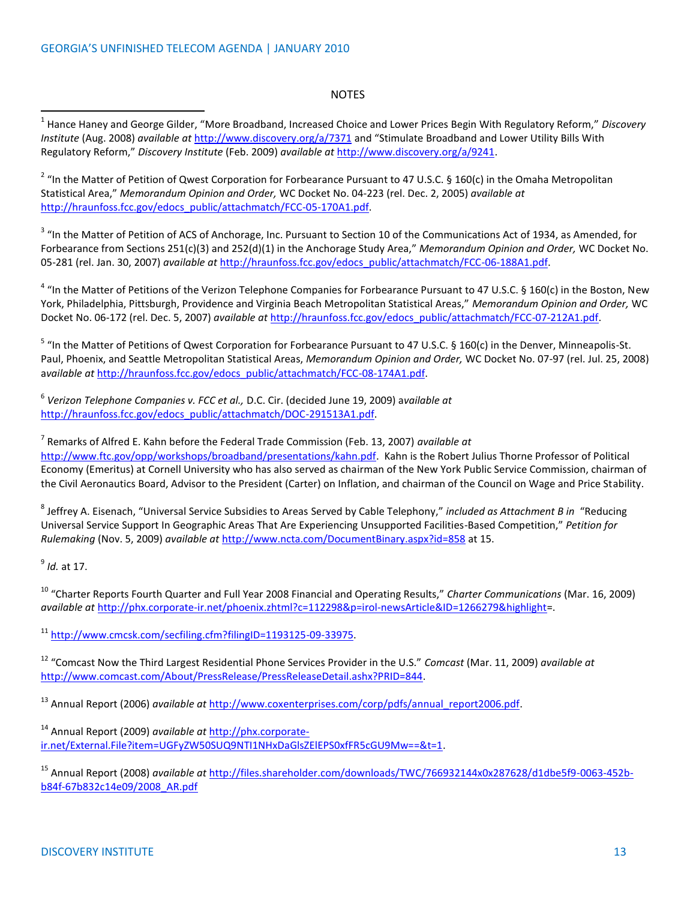NOTES

[1] Hance Haney and George Gilder, "More Broadband, Increased Choice and Lower Prices Begin With Regulatory Reform," *Discovery Institute* (Aug. 2008) *available at* http://www.discovery.org/a/7371 and "Stimulate Broadband and Lower Utility Bills With Regulatory Reform," *Discovery Institute* (Feb. 2009) *available at* http://www.discovery.org/a/9241.

[2] "In the Matter of Petition of Qwest Corporation for Forbearance Pursuant to 47 U.S.C. § 160(c) in the Omaha Metropolitan Statistical Area," *Memorandum Opinion and Order,* WC Docket No. 04-223 (rel. Dec. 2, 2005) *available at* http://hraunfoss.fcc.gov/edocs_public/attachmatch/FCC-05-170A1.pdf.

[3] "In the Matter of Petition of ACS of Anchorage, Inc. Pursuant to Section 10 of the Communications Act of 1934, as Amended, for Forbearance from Sections 251(c)(3) and 252(d)(1) in the Anchorage Study Area," *Memorandum Opinion and Order,* WC Docket No. 05-281 (rel. Jan. 30, 2007) *available at* http://hraunfoss.fcc.gov/edocs_public/attachmatch/FCC-06-188A1.pdf.

[4] "In the Matter of Petitions of the Verizon Telephone Companies for Forbearance Pursuant to 47 U.S.C. § 160(c) in the Boston, New York, Philadelphia, Pittsburgh, Providence and Virginia Beach Metropolitan Statistical Areas," *Memorandum Opinion and Order,* WC Docket No. 06-172 (rel. Dec. 5, 2007) *available at* http://hraunfoss.fcc.gov/edocs_public/attachmatch/FCC-07-212A1.pdf.

[5] "In the Matter of Petitions of Qwest Corporation for Forbearance Pursuant to 47 U.S.C. § 160(c) in the Denver, Minneapolis-St. Paul, Phoenix, and Seattle Metropolitan Statistical Areas, *Memorandum Opinion and Order,* WC Docket No. 07-97 (rel. Jul. 25, 2008) *available at* http://hraunfoss.fcc.gov/edocs_public/attachmatch/FCC-08-174A1.pdf.

[6] *Verizon Telephone Companies v. FCC et al.,* D.C. Cir. (decided June 19, 2009) *available at* http://hraunfoss.fcc.gov/edocs_public/attachmatch/DOC-291513A1.pdf.

[7] Remarks of Alfred E. Kahn before the Federal Trade Commission (Feb. 13, 2007) *available at* http://www.ftc.gov/opp/workshops/broadband/presentations/kahn.pdf. Kahn is the Robert Julius Thorne Professor of Political Economy (Emeritus) at Cornell University who has also served as chairman of the New York Public Service Commission, chairman of the Civil Aeronautics Board, Advisor to the President (Carter) on Inflation, and chairman of the Council on Wage and Price Stability.

[8] Jeffrey A. Eisenach, "Universal Service Subsidies to Areas Served by Cable Telephony," *included as Attachment B in* "Reducing Universal Service Support In Geographic Areas That Are Experiencing Unsupported Facilities-Based Competition," *Petition for Rulemaking* (Nov. 5, 2009) *available at* http://www.ncta.com/DocumentBinary.aspx?id=858 at 15.

[9] *Id.* at 17.

[10] "Charter Reports Fourth Quarter and Full Year 2008 Financial and Operating Results," *Charter Communications* (Mar. 16, 2009) *available at* http://phx.corporate-ir.net/phoenix.zhtml?c=112298&p=irol-newsArticle&ID=1266279&highlight=.

[11] http://www.cmcsk.com/secfiling.cfm?filingID=1193125-09-33975.

[12] "Comcast Now the Third Largest Residential Phone Services Provider in the U.S." *Comcast* (Mar. 11, 2009) *available at* http://www.comcast.com/About/PressRelease/PressReleaseDetail.ashx?PRID=844.

[13] Annual Report (2006) *available at* http://www.coxenterprises.com/corp/pdfs/annual_report2006.pdf.

[14] Annual Report (2009) *available at* http://phx.corporate-ir.net/External.File?item=UGFyZW50SUQ9NTI1NHxDaGlsZElEPS0xfFR5cGU9Mw==&t=1.

[15] Annual Report (2008) *available at* http://files.shareholder.com/downloads/TWC/766932144x0x287628/d1dbe5f9-0063-452b-b84f-67b832c14e09/2008_AR.pdf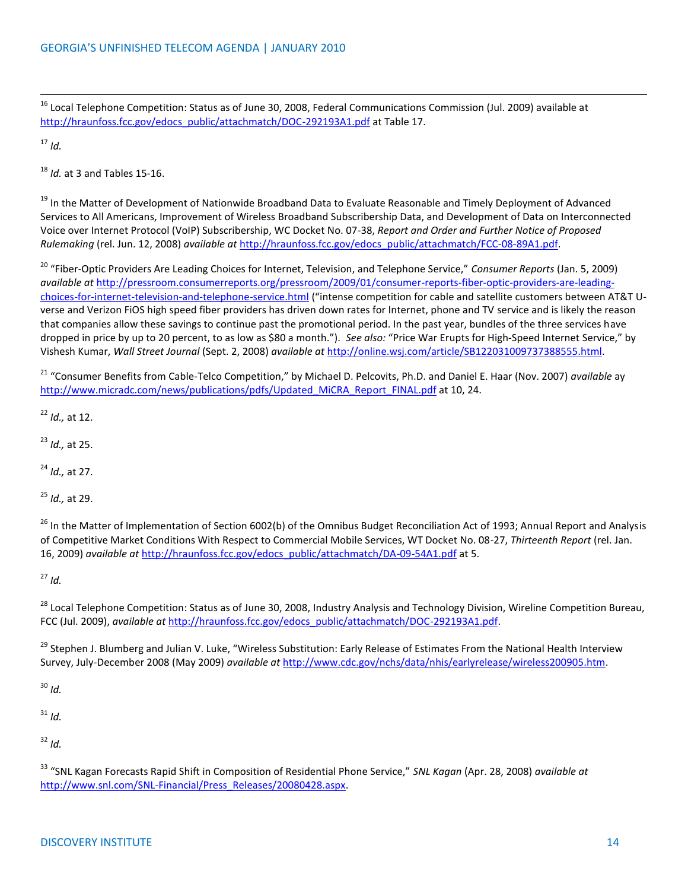[16] Local Telephone Competition: Status as of June 30, 2008, Federal Communications Commission (Jul. 2009) available at http://hraunfoss.fcc.gov/edocs_public/attachmatch/DOC-292193A1.pdf at Table 17.

[17] *Id.*

[18] *Id.* at 3 and Tables 15-16.

[19] In the Matter of Development of Nationwide Broadband Data to Evaluate Reasonable and Timely Deployment of Advanced Services to All Americans, Improvement of Wireless Broadband Subscribership Data, and Development of Data on Interconnected Voice over Internet Protocol (VoIP) Subscribership, WC Docket No. 07-38, *Report and Order and Further Notice of Proposed Rulemaking* (rel. Jun. 12, 2008) *available at* http://hraunfoss.fcc.gov/edocs_public/attachmatch/FCC-08-89A1.pdf.

[20] "Fiber-Optic Providers Are Leading Choices for Internet, Television, and Telephone Service," *Consumer Reports* (Jan. 5, 2009) *available at* http://pressroom.consumerreports.org/pressroom/2009/01/consumer-reports-fiber-optic-providers-are-leading-choices-for-internet-television-and-telephone-service.html ("intense competition for cable and satellite customers between AT&T U-verse and Verizon FiOS high speed fiber providers has driven down rates for Internet, phone and TV service and is likely the reason that companies allow these savings to continue past the promotional period. In the past year, bundles of the three services have dropped in price by up to 20 percent, to as low as $80 a month."). *See also:* "Price War Erupts for High-Speed Internet Service," by Vishesh Kumar, *Wall Street Journal* (Sept. 2, 2008) *available at* http://online.wsj.com/article/SB122031009737388555.html.

[21] "Consumer Benefits from Cable-Telco Competition," by Michael D. Pelcovits, Ph.D. and Daniel E. Haar (Nov. 2007) *available* ay http://www.micradc.com/news/publications/pdfs/Updated_MiCRA_Report_FINAL.pdf at 10, 24.

[22] *Id.,* at 12.

[23] *Id.,* at 25.

[24] *Id.,* at 27.

[25] *Id.,* at 29.

[26] In the Matter of Implementation of Section 6002(b) of the Omnibus Budget Reconciliation Act of 1993; Annual Report and Analysis of Competitive Market Conditions With Respect to Commercial Mobile Services, WT Docket No. 08-27, *Thirteenth Report* (rel. Jan. 16, 2009) *available at* http://hraunfoss.fcc.gov/edocs_public/attachmatch/DA-09-54A1.pdf at 5.

[27] *Id.*

[28] Local Telephone Competition: Status as of June 30, 2008, Industry Analysis and Technology Division, Wireline Competition Bureau, FCC (Jul. 2009), *available at* http://hraunfoss.fcc.gov/edocs_public/attachmatch/DOC-292193A1.pdf.

[29] Stephen J. Blumberg and Julian V. Luke, "Wireless Substitution: Early Release of Estimates From the National Health Interview Survey, July-December 2008 (May 2009) *available at* http://www.cdc.gov/nchs/data/nhis/earlyrelease/wireless200905.htm.

[30] *Id.*

[31] *Id.*

[32] *Id.*

[33] "SNL Kagan Forecasts Rapid Shift in Composition of Residential Phone Service," *SNL Kagan* (Apr. 28, 2008) *available at* http://www.snl.com/SNL-Financial/Press_Releases/20080428.aspx.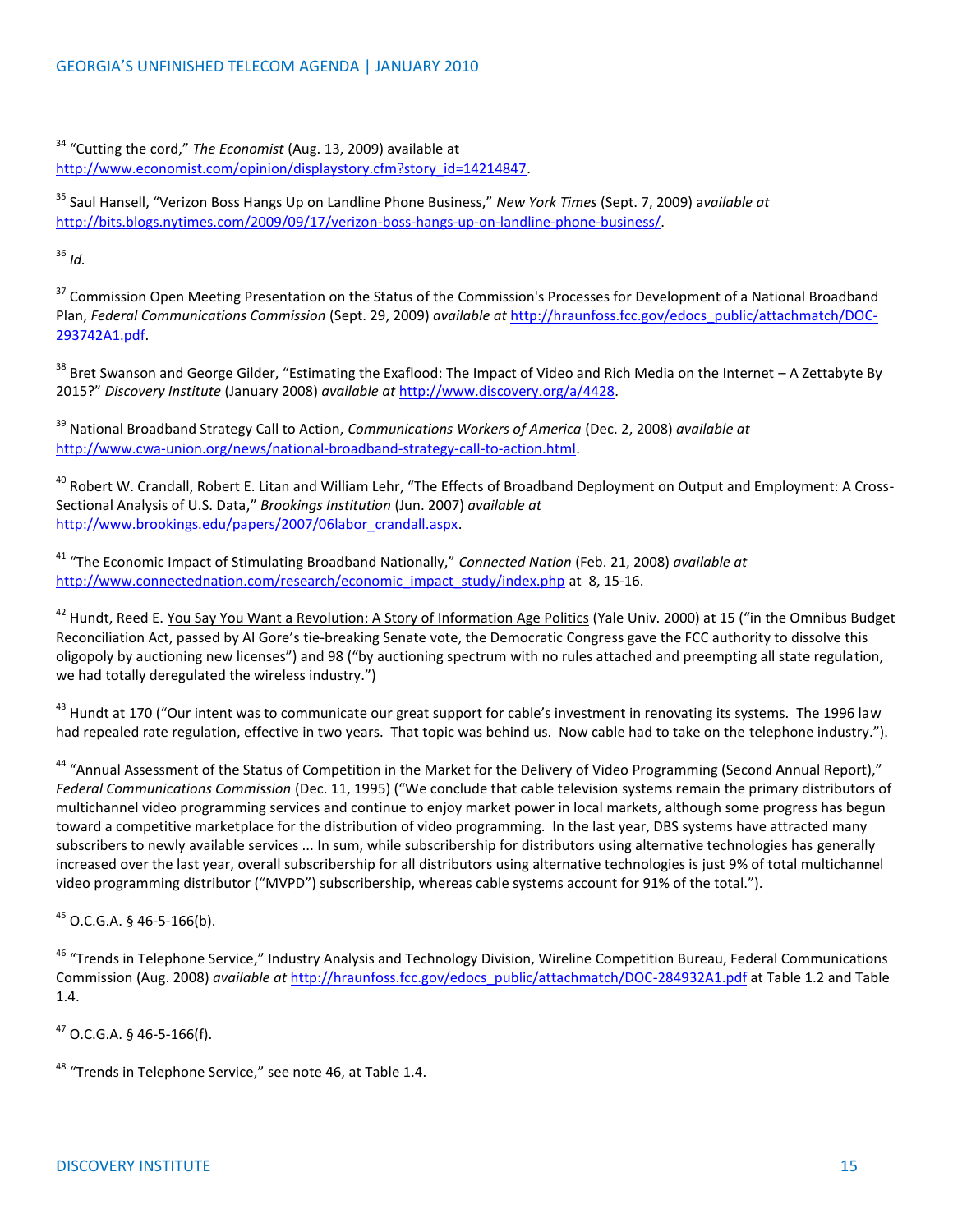[34] "Cutting the cord," *The Economist* (Aug. 13, 2009) available at http://www.economist.com/opinion/displaystory.cfm?story_id=14214847.

[35] Saul Hansell, "Verizon Boss Hangs Up on Landline Phone Business," *New York Times* (Sept. 7, 2009) *available at* http://bits.blogs.nytimes.com/2009/09/17/verizon-boss-hangs-up-on-landline-phone-business/.

[36] *Id.*

[37] Commission Open Meeting Presentation on the Status of the Commission's Processes for Development of a National Broadband Plan, *Federal Communications Commission* (Sept. 29, 2009) *available at* http://hraunfoss.fcc.gov/edocs_public/attachmatch/DOC-293742A1.pdf.

[38] Bret Swanson and George Gilder, "Estimating the Exaflood: The Impact of Video and Rich Media on the Internet – A Zettabyte By 2015?" *Discovery Institute* (January 2008) *available at* http://www.discovery.org/a/4428.

[39] National Broadband Strategy Call to Action, *Communications Workers of America* (Dec. 2, 2008) *available at* http://www.cwa-union.org/news/national-broadband-strategy-call-to-action.html.

[40] Robert W. Crandall, Robert E. Litan and William Lehr, "The Effects of Broadband Deployment on Output and Employment: A Cross-Sectional Analysis of U.S. Data," *Brookings Institution* (Jun. 2007) *available at* http://www.brookings.edu/papers/2007/06labor_crandall.aspx.

[41] "The Economic Impact of Stimulating Broadband Nationally," *Connected Nation* (Feb. 21, 2008) *available at* http://www.connectednation.com/research/economic_impact_study/index.php at 8, 15-16.

[42] Hundt, Reed E. You Say You Want a Revolution: A Story of Information Age Politics (Yale Univ. 2000) at 15 ("in the Omnibus Budget Reconciliation Act, passed by Al Gore's tie-breaking Senate vote, the Democratic Congress gave the FCC authority to dissolve this oligopoly by auctioning new licenses") and 98 ("by auctioning spectrum with no rules attached and preempting all state regulation, we had totally deregulated the wireless industry.")

[43] Hundt at 170 ("Our intent was to communicate our great support for cable's investment in renovating its systems. The 1996 law had repealed rate regulation, effective in two years. That topic was behind us. Now cable had to take on the telephone industry.").

[44] "Annual Assessment of the Status of Competition in the Market for the Delivery of Video Programming (Second Annual Report)," *Federal Communications Commission* (Dec. 11, 1995) ("We conclude that cable television systems remain the primary distributors of multichannel video programming services and continue to enjoy market power in local markets, although some progress has begun toward a competitive marketplace for the distribution of video programming. In the last year, DBS systems have attracted many subscribers to newly available services ... In sum, while subscribership for distributors using alternative technologies has generally increased over the last year, overall subscribership for all distributors using alternative technologies is just 9% of total multichannel video programming distributor ("MVPD") subscribership, whereas cable systems account for 91% of the total.").

[45] O.C.G.A. § 46-5-166(b).

[46] "Trends in Telephone Service," Industry Analysis and Technology Division, Wireline Competition Bureau, Federal Communications Commission (Aug. 2008) *available at* http://hraunfoss.fcc.gov/edocs_public/attachmatch/DOC-284932A1.pdf at Table 1.2 and Table 1.4.

[47] O.C.G.A. § 46-5-166(f).

[48] "Trends in Telephone Service," see note 46, at Table 1.4.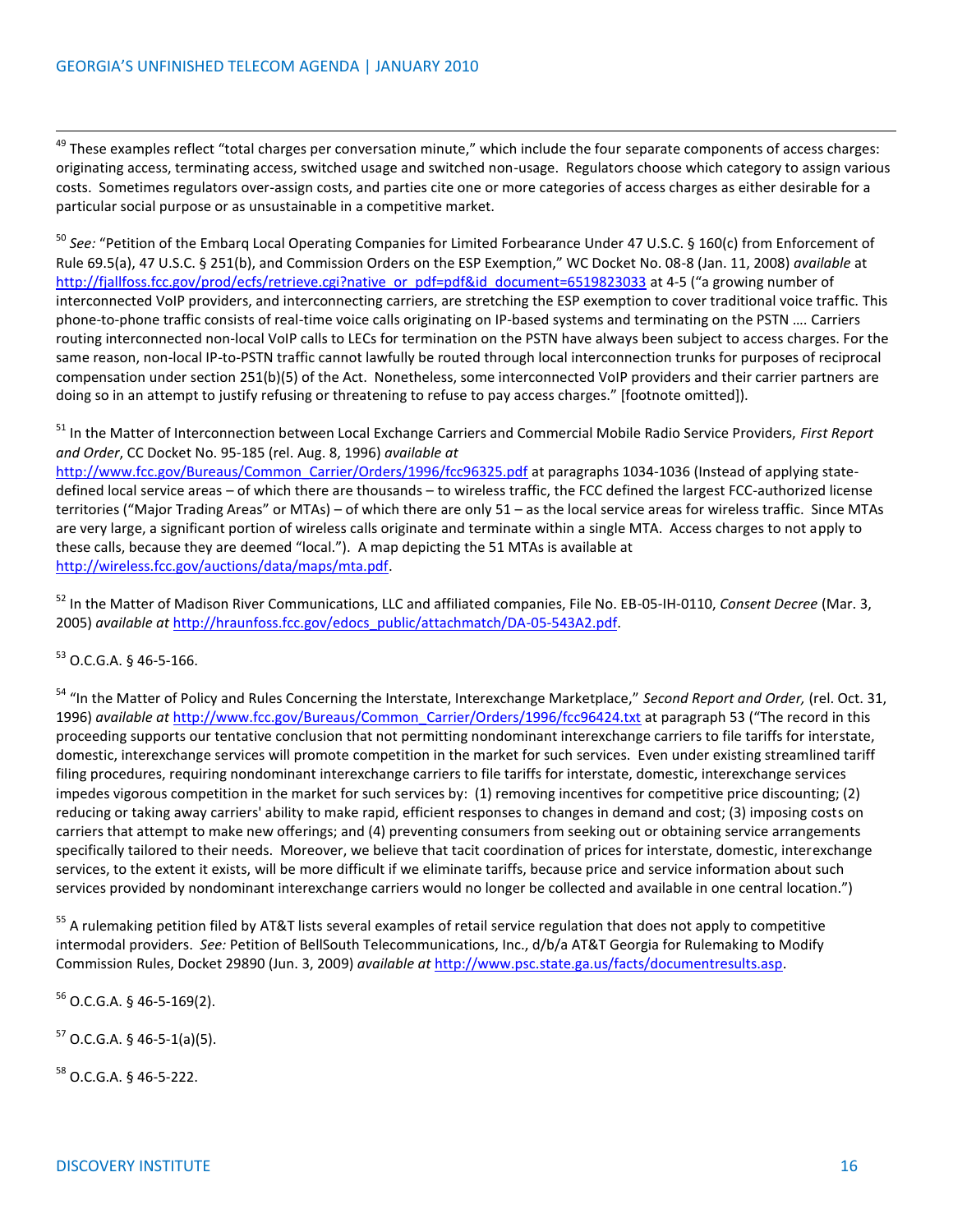[49] These examples reflect "total charges per conversation minute," which include the four separate components of access charges: originating access, terminating access, switched usage and switched non-usage. Regulators choose which category to assign various costs. Sometimes regulators over-assign costs, and parties cite one or more categories of access charges as either desirable for a particular social purpose or as unsustainable in a competitive market.

[50] *See:* "Petition of the Embarq Local Operating Companies for Limited Forbearance Under 47 U.S.C. § 160(c) from Enforcement of Rule 69.5(a), 47 U.S.C. § 251(b), and Commission Orders on the ESP Exemption," WC Docket No. 08-8 (Jan. 11, 2008) *available* at http://fjallfoss.fcc.gov/prod/ecfs/retrieve.cgi?native_or_pdf=pdf&id_document=6519823033 at 4-5 ("a growing number of interconnected VoIP providers, and interconnecting carriers, are stretching the ESP exemption to cover traditional voice traffic. This phone-to-phone traffic consists of real-time voice calls originating on IP-based systems and terminating on the PSTN …. Carriers routing interconnected non-local VoIP calls to LECs for termination on the PSTN have always been subject to access charges. For the same reason, non-local IP-to-PSTN traffic cannot lawfully be routed through local interconnection trunks for purposes of reciprocal compensation under section 251(b)(5) of the Act. Nonetheless, some interconnected VoIP providers and their carrier partners are doing so in an attempt to justify refusing or threatening to refuse to pay access charges." [footnote omitted]).

[51] In the Matter of Interconnection between Local Exchange Carriers and Commercial Mobile Radio Service Providers, *First Report and Order*, CC Docket No. 95-185 (rel. Aug. 8, 1996) *available at* http://www.fcc.gov/Bureaus/Common_Carrier/Orders/1996/fcc96325.pdf at paragraphs 1034-1036 (Instead of applying state-defined local service areas – of which there are thousands – to wireless traffic, the FCC defined the largest FCC-authorized license territories ("Major Trading Areas" or MTAs) – of which there are only 51 – as the local service areas for wireless traffic. Since MTAs are very large, a significant portion of wireless calls originate and terminate within a single MTA. Access charges to not apply to these calls, because they are deemed "local."). A map depicting the 51 MTAs is available at http://wireless.fcc.gov/auctions/data/maps/mta.pdf.

[52] In the Matter of Madison River Communications, LLC and affiliated companies, File No. EB-05-IH-0110, *Consent Decree* (Mar. 3, 2005) *available at* http://hraunfoss.fcc.gov/edocs_public/attachmatch/DA-05-543A2.pdf.

[53] O.C.G.A. § 46-5-166.

[54] "In the Matter of Policy and Rules Concerning the Interstate, Interexchange Marketplace," *Second Report and Order,* (rel. Oct. 31, 1996) *available at* http://www.fcc.gov/Bureaus/Common_Carrier/Orders/1996/fcc96424.txt at paragraph 53 ("The record in this proceeding supports our tentative conclusion that not permitting nondominant interexchange carriers to file tariffs for interstate, domestic, interexchange services will promote competition in the market for such services. Even under existing streamlined tariff filing procedures, requiring nondominant interexchange carriers to file tariffs for interstate, domestic, interexchange services impedes vigorous competition in the market for such services by: (1) removing incentives for competitive price discounting; (2) reducing or taking away carriers' ability to make rapid, efficient responses to changes in demand and cost; (3) imposing costs on carriers that attempt to make new offerings; and (4) preventing consumers from seeking out or obtaining service arrangements specifically tailored to their needs. Moreover, we believe that tacit coordination of prices for interstate, domestic, interexchange services, to the extent it exists, will be more difficult if we eliminate tariffs, because price and service information about such services provided by nondominant interexchange carriers would no longer be collected and available in one central location.")

[55] A rulemaking petition filed by AT&T lists several examples of retail service regulation that does not apply to competitive intermodal providers. *See:* Petition of BellSouth Telecommunications, Inc., d/b/a AT&T Georgia for Rulemaking to Modify Commission Rules, Docket 29890 (Jun. 3, 2009) *available at* http://www.psc.state.ga.us/facts/documentresults.asp.

[56] O.C.G.A. § 46-5-169(2).

[57] O.C.G.A. § 46-5-1(a)(5).

[58] O.C.G.A. § 46-5-222.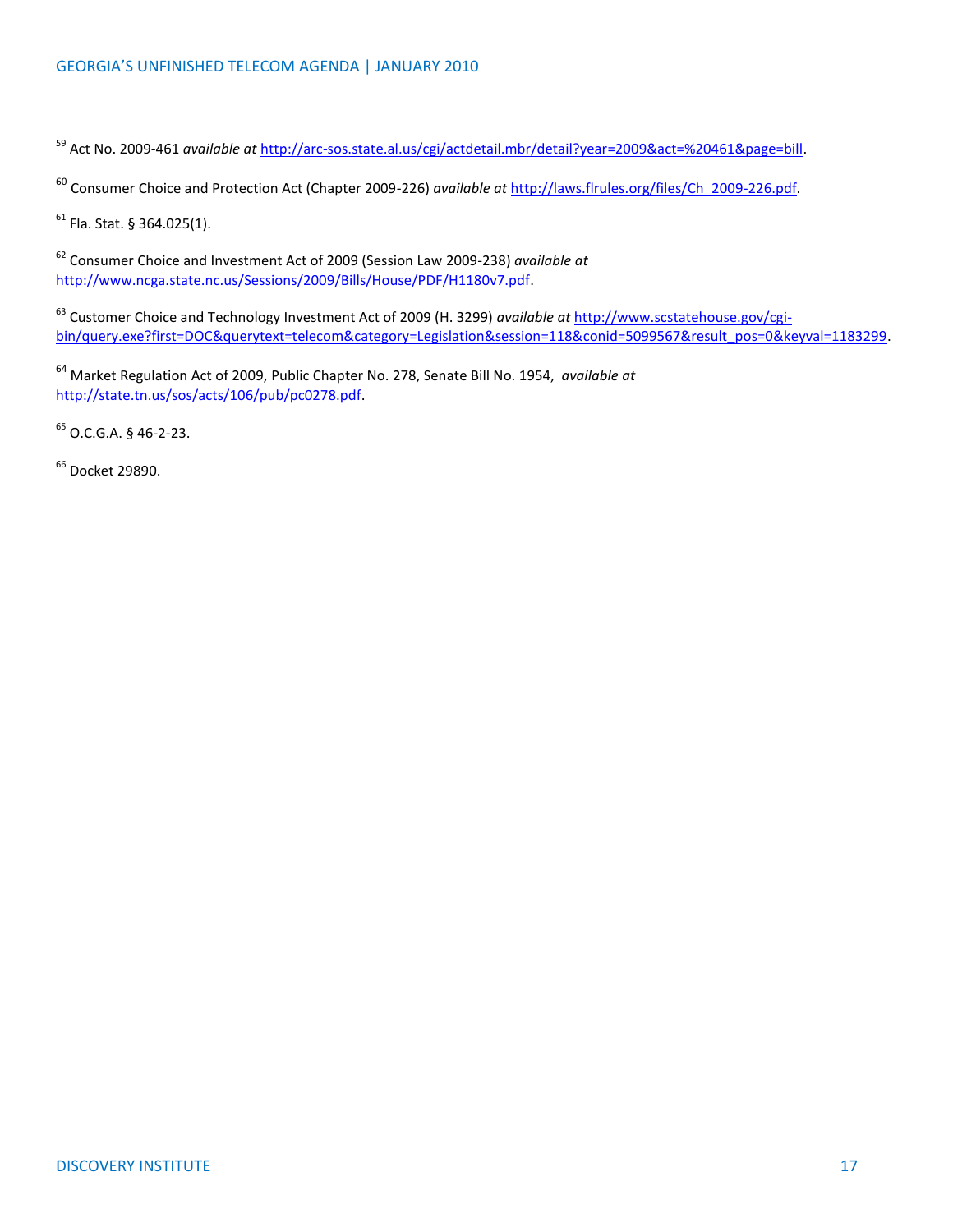[59] Act No. 2009-461 *available at* http://arc-sos.state.al.us/cgi/actdetail.mbr/detail?year=2009&act=%20461&page=bill.

[60] Consumer Choice and Protection Act (Chapter 2009-226) *available at* http://laws.flrules.org/files/Ch_2009-226.pdf.

[61] Fla. Stat. § 364.025(1).

[62] Consumer Choice and Investment Act of 2009 (Session Law 2009-238) *available at* http://www.ncga.state.nc.us/Sessions/2009/Bills/House/PDF/H1180v7.pdf.

[63] Customer Choice and Technology Investment Act of 2009 (H. 3299) *available at* http://www.scstatehouse.gov/cgi-bin/query.exe?first=DOC&querytext=telecom&category=Legislation&session=118&conid=5099567&result_pos=0&keyval=1183299.

[64] Market Regulation Act of 2009, Public Chapter No. 278, Senate Bill No. 1954, *available at* http://state.tn.us/sos/acts/106/pub/pc0278.pdf.

[65] O.C.G.A. § 46-2-23.

[66] Docket 29890.